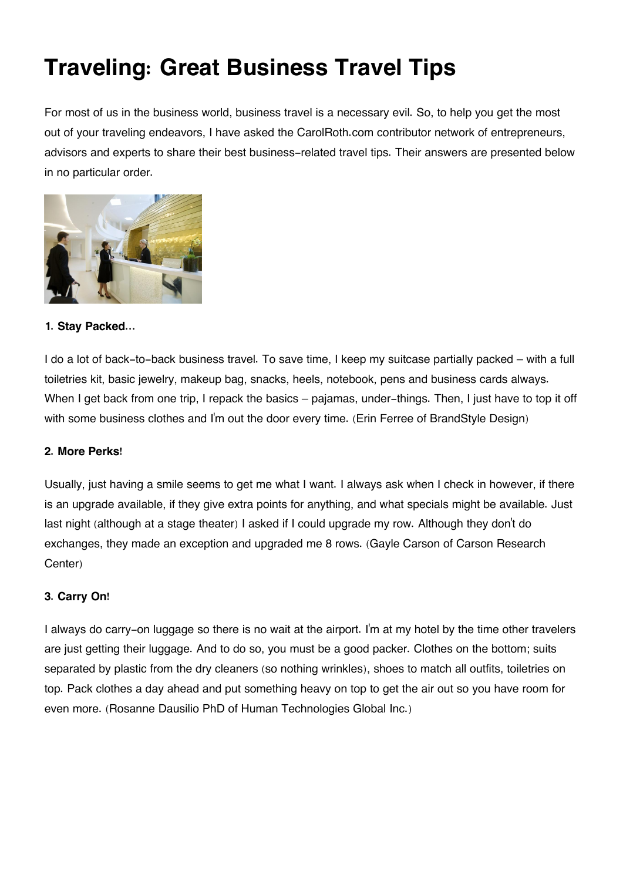# Traveling: Great Business Travel Tips

For most of us in the business world, business travel is a necessary evil. So, to help you get the most out of your traveling endeavors, I have asked the CarolRoth.com contributor network of entrepreneurs, advisors and experts to share their best business-related travel tips. Their answers are presented below in no particular order.

**1. Stay Packed...**

I do a lot of back-to-back business travel. To save time, I keep my suitcase partially packed – with a full toiletries kit, basic jewelry, makeup bag, snacks, heels, notebook, pens and business cards always. When I get back from one trip, I repack the basics – pajamas, under-things. Then, I just have to top it off with some business clothes and I'm out the door every time. (Erin Ferree of BrandStyle Design)

**2. More Perks!**

Usually, just having a smile seems to get me what I want. I always ask when I check in however, if there is an upgrade available, if they give extra points for anything, and what specials might be available. Just last night (although at a stage theater) I asked if I could upgrade my row. Although they don't do exchanges, they made an exception and upgraded me 8 rows. (Gayle Carson of Carson Research Center)

**3. Carry On!**

I always do carry-on luggage so there is no wait at the airport. I'm at my hotel by the time other travelers are just getting their luggage. And to do so, you must be a good packer. Clothes on the bottom; suits separated by plastic from the dry cleaners (so nothing wrinkles), shoes to match all outfits, toiletries on top. Pack clothes a day ahead and put something heavy on top to get the air out so you have room for even more. (Rosanne Dausilio PhD of Human Technologies Global Inc.)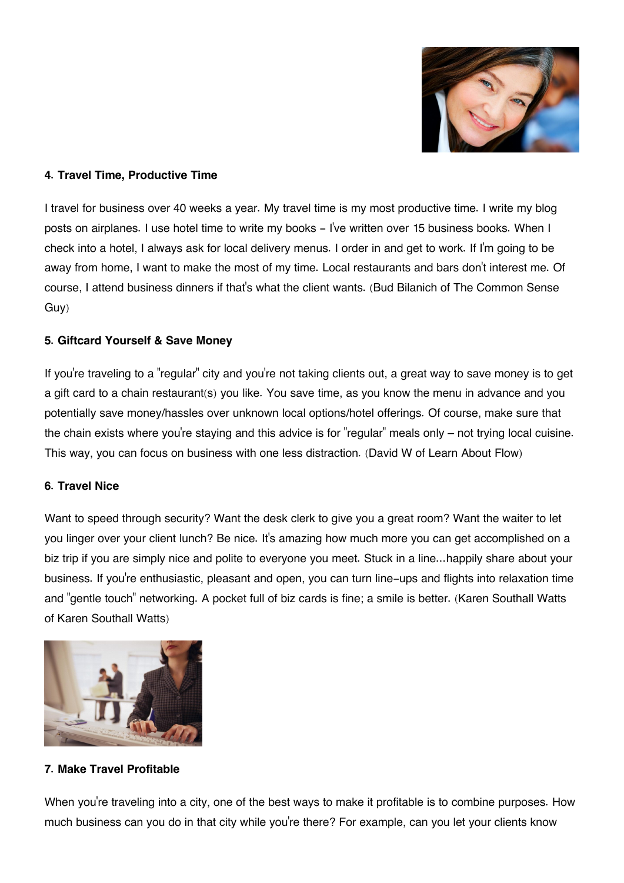**4. Travel Time, Productive Time**

I travel for business over 40 weeks a year. My travel time is my most productive time. I write my blog posts on airplanes. I use hotel time to write my books - I've written over 15 business books. When I check into a hotel, I always ask for local delivery menus. I order in and get to work. If I'm going to be away from home, I want to make the most of my time. Local restaurants and bars don't interest me. Of course, I attend business dinners if that's what the client wants. (Bud Bilanich of The Common Sense Guy)

**5. Giftcard Yourself & Save Money**

If you're traveling to a "regular" city and you're not taking clients out, a great way to save money is to get a gift card to a chain restaurant(s) you like. You save time, as you know the menu in advance and you potentially save money/hassles over unknown local options/hotel offerings. Of course, make sure that the chain exists where you're staying and this advice is for "regular" meals only – not trying local cuisine. This way, you can focus on business with one less distraction. (David W of Learn About Flow)

**6. Travel Nice**

Want to speed through security? Want the desk clerk to give you a great room? Want the waiter to let you linger over your client lunch? Be nice. It's amazing how much more you can get accomplished on a biz trip if you are simply nice and polite to everyone you meet. Stuck in a line...happily share about your business. If you're enthusiastic, pleasant and open, you can turn line-ups and flights into relaxation time and "gentle touch" networking. A pocket full of biz cards is fine; a smile is better. (Karen Southall Watts of Karen Southall Watts)

**7. Make Travel Profitable**

When you're traveling into a city, one of the best ways to make it profitable is to combine purposes. How much business can you do in that city while you're there? For example, can you let your clients know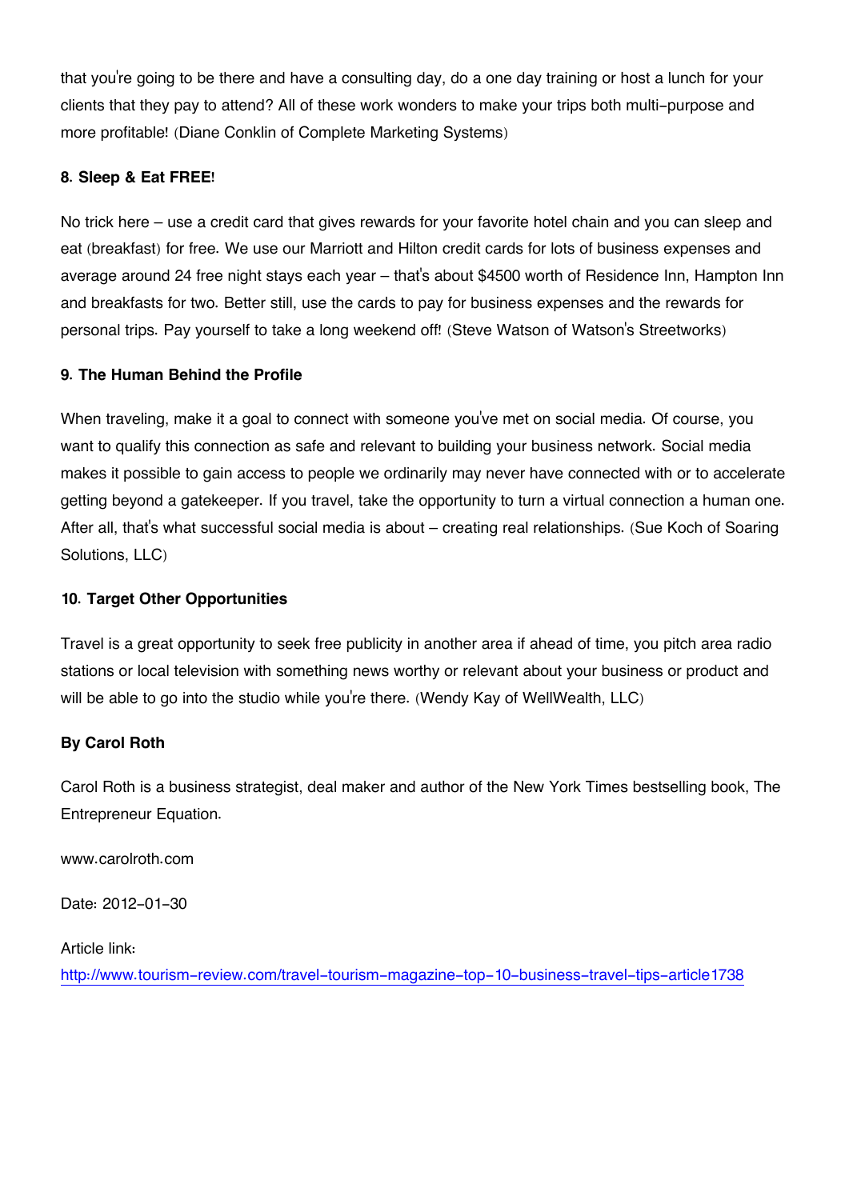that you're going to be there and have a consulting day, do a one day training or host a lunch for your clients that they pay to attend? All of these work wonders to make your trips both multi-purpose and more profitable! (Diane Conklin of Complete Marketing Systems)

**8. Sleep & Eat FREE!**

No trick here – use a credit card that gives rewards for your favorite hotel chain and you can sleep and eat (breakfast) for free. We use our Marriott and Hilton credit cards for lots of business expenses and average around 24 free night stays each year – that's about $4500 worth of Residence Inn, Hampton Inn and breakfasts for two. Better still, use the cards to pay for business expenses and the rewards for personal trips. Pay yourself to take a long weekend off! (Steve Watson of Watson's Streetworks)

**9. The Human Behind the Profile**

When traveling, make it a goal to connect with someone you've met on social media. Of course, you want to qualify this connection as safe and relevant to building your business network. Social media makes it possible to gain access to people we ordinarily may never have connected with or to accelerate getting beyond a gatekeeper. If you travel, take the opportunity to turn a virtual connection a human one. After all, that's what successful social media is about – creating real relationships. (Sue Koch of Soaring Solutions, LLC)

**10. Target Other Opportunities**

Travel is a great opportunity to seek free publicity in another area if ahead of time, you pitch area radio stations or local television with something news worthy or relevant about your business or product and will be able to go into the studio while you're there. (Wendy Kay of WellWealth, LLC)

**By Carol Roth**

Carol Roth is a business strategist, deal maker and author of the New York Times bestselling book, The Entrepreneur Equation.

www.carolroth.com

Date: 2012-01-30

Article link:
http://www.tourism-review.com/travel-tourism-magazine-top-10-business-travel-tips-article1738